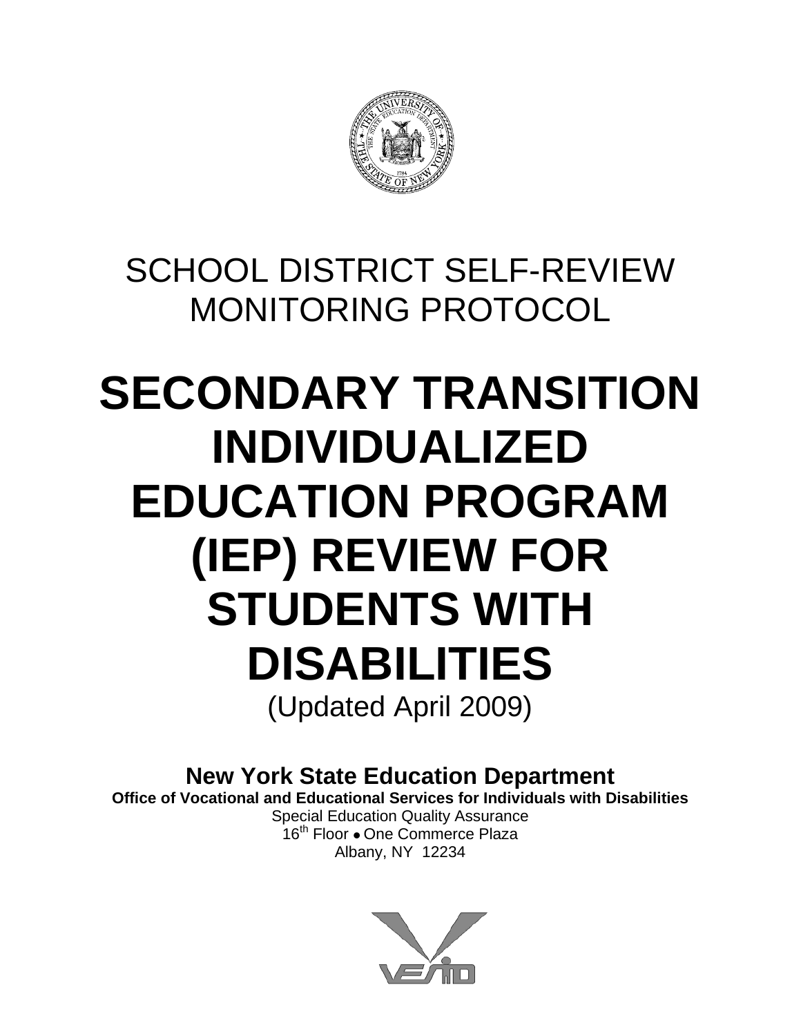SCHOOL DISTRICT SELF-REVIEW MONITORING PROTOCOL

# SECONDARY TRANSITION INDIVIDUALIZED EDUCATION PROGRAM (IEP) REVIEW FOR STUDENTS WITH DISABILITIES

(Updated April 2009)

**New York State Education Department**

**Office of Vocational and Educational Services for Individuals with Disabilities**

Special Education Quality Assurance

16th Floor • One Commerce Plaza

Albany, NY 12234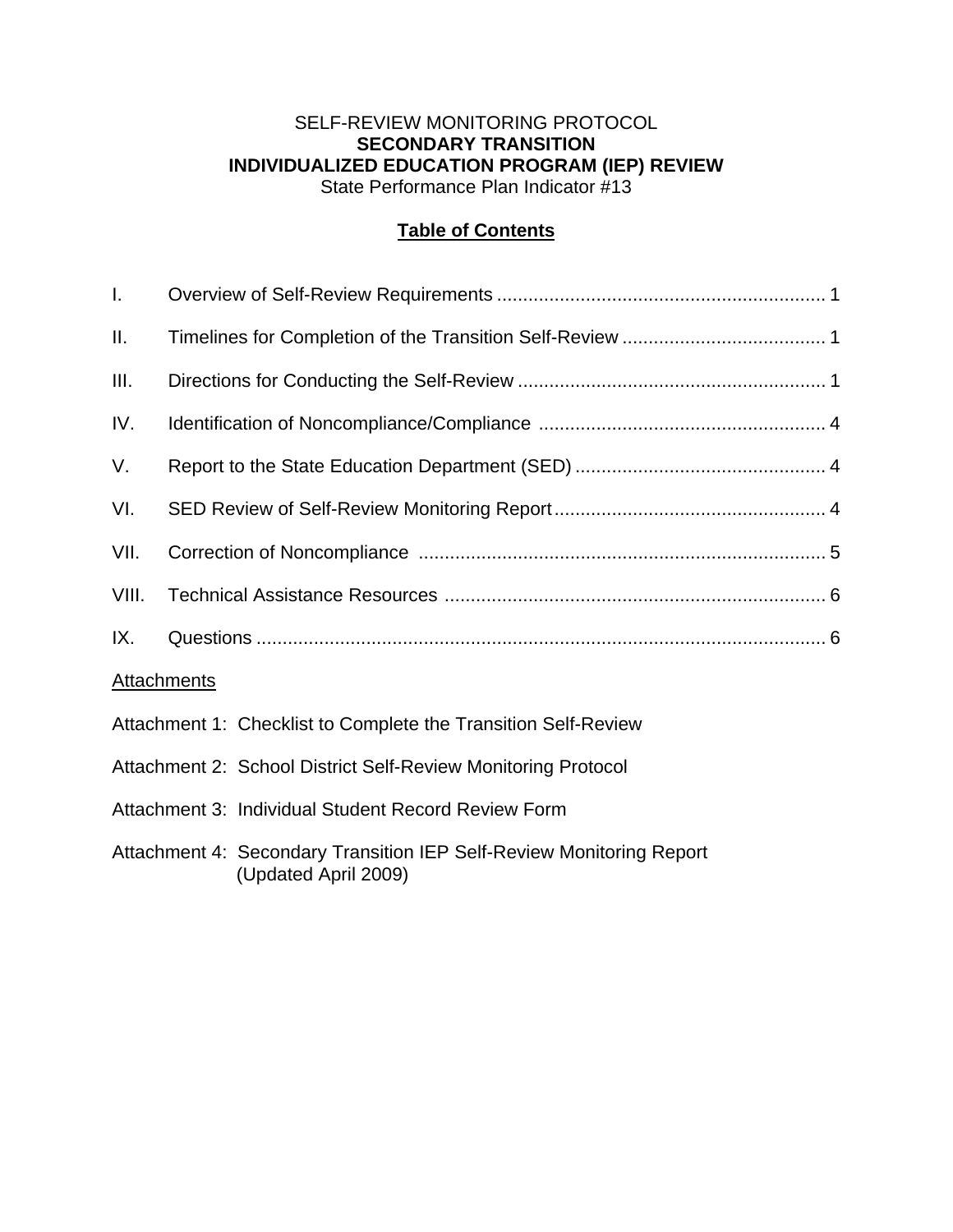SELF-REVIEW MONITORING PROTOCOL

**SECONDARY TRANSITION**

**INDIVIDUALIZED EDUCATION PROGRAM (IEP) REVIEW**

State Performance Plan Indicator #13

## Table of Contents

I. Overview of Self-Review Requirements ............................................................... 1

II. Timelines for Completion of the Transition Self-Review ....................................... 1

III. Directions for Conducting the Self-Review ........................................................... 1

IV. Identification of Noncompliance/Compliance ....................................................... 4

V. Report to the State Education Department (SED) ................................................ 4

VI. SED Review of Self-Review Monitoring Report .................................................... 4

VII. Correction of Noncompliance ............................................................................. 5

VIII. Technical Assistance Resources ......................................................................... 6

IX. Questions ............................................................................................................ 6

Attachments

Attachment 1: Checklist to Complete the Transition Self-Review

Attachment 2: School District Self-Review Monitoring Protocol

Attachment 3: Individual Student Record Review Form

Attachment 4: Secondary Transition IEP Self-Review Monitoring Report (Updated April 2009)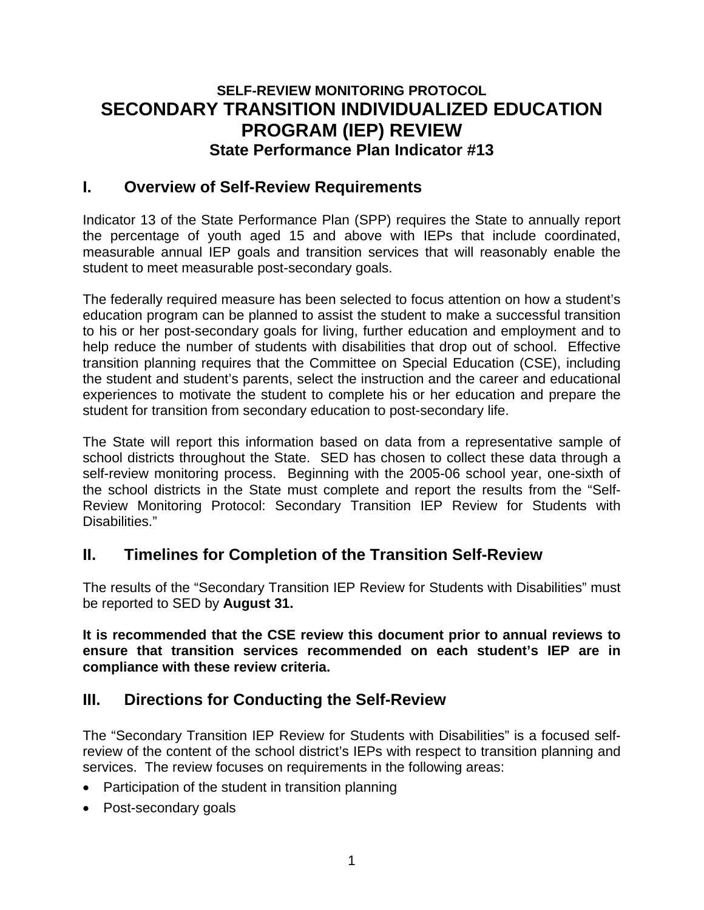### SELF-REVIEW MONITORING PROTOCOL

# SECONDARY TRANSITION INDIVIDUALIZED EDUCATION PROGRAM (IEP) REVIEW

### State Performance Plan Indicator #13

## I. Overview of Self-Review Requirements

Indicator 13 of the State Performance Plan (SPP) requires the State to annually report the percentage of youth aged 15 and above with IEPs that include coordinated, measurable annual IEP goals and transition services that will reasonably enable the student to meet measurable post-secondary goals.

The federally required measure has been selected to focus attention on how a student's education program can be planned to assist the student to make a successful transition to his or her post-secondary goals for living, further education and employment and to help reduce the number of students with disabilities that drop out of school. Effective transition planning requires that the Committee on Special Education (CSE), including the student and student's parents, select the instruction and the career and educational experiences to motivate the student to complete his or her education and prepare the student for transition from secondary education to post-secondary life.

The State will report this information based on data from a representative sample of school districts throughout the State. SED has chosen to collect these data through a self-review monitoring process. Beginning with the 2005-06 school year, one-sixth of the school districts in the State must complete and report the results from the "Self-Review Monitoring Protocol: Secondary Transition IEP Review for Students with Disabilities."

## II. Timelines for Completion of the Transition Self-Review

The results of the "Secondary Transition IEP Review for Students with Disabilities" must be reported to SED by **August 31.**

**It is recommended that the CSE review this document prior to annual reviews to ensure that transition services recommended on each student's IEP are in compliance with these review criteria.**

## III. Directions for Conducting the Self-Review

The "Secondary Transition IEP Review for Students with Disabilities" is a focused self-review of the content of the school district's IEPs with respect to transition planning and services. The review focuses on requirements in the following areas:

- Participation of the student in transition planning
- Post-secondary goals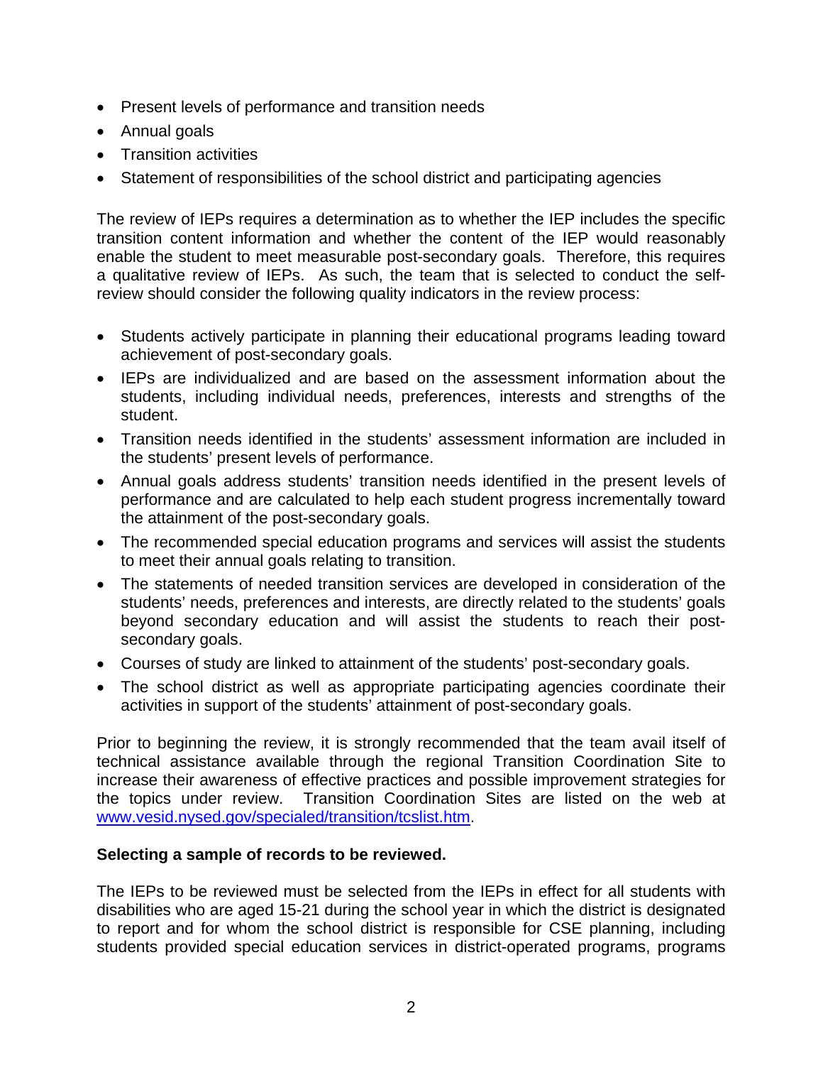- Present levels of performance and transition needs
- Annual goals
- Transition activities
- Statement of responsibilities of the school district and participating agencies

The review of IEPs requires a determination as to whether the IEP includes the specific transition content information and whether the content of the IEP would reasonably enable the student to meet measurable post-secondary goals. Therefore, this requires a qualitative review of IEPs. As such, the team that is selected to conduct the self-review should consider the following quality indicators in the review process:

- Students actively participate in planning their educational programs leading toward achievement of post-secondary goals.
- IEPs are individualized and are based on the assessment information about the students, including individual needs, preferences, interests and strengths of the student.
- Transition needs identified in the students' assessment information are included in the students' present levels of performance.
- Annual goals address students' transition needs identified in the present levels of performance and are calculated to help each student progress incrementally toward the attainment of the post-secondary goals.
- The recommended special education programs and services will assist the students to meet their annual goals relating to transition.
- The statements of needed transition services are developed in consideration of the students' needs, preferences and interests, are directly related to the students' goals beyond secondary education and will assist the students to reach their post-secondary goals.
- Courses of study are linked to attainment of the students' post-secondary goals.
- The school district as well as appropriate participating agencies coordinate their activities in support of the students' attainment of post-secondary goals.

Prior to beginning the review, it is strongly recommended that the team avail itself of technical assistance available through the regional Transition Coordination Site to increase their awareness of effective practices and possible improvement strategies for the topics under review. Transition Coordination Sites are listed on the web at [www.vesid.nysed.gov/specialed/transition/tcslist.htm](http://www.vesid.nysed.gov/specialed/transition/tcslist.htm).

**Selecting a sample of records to be reviewed.**

The IEPs to be reviewed must be selected from the IEPs in effect for all students with disabilities who are aged 15-21 during the school year in which the district is designated to report and for whom the school district is responsible for CSE planning, including students provided special education services in district-operated programs, programs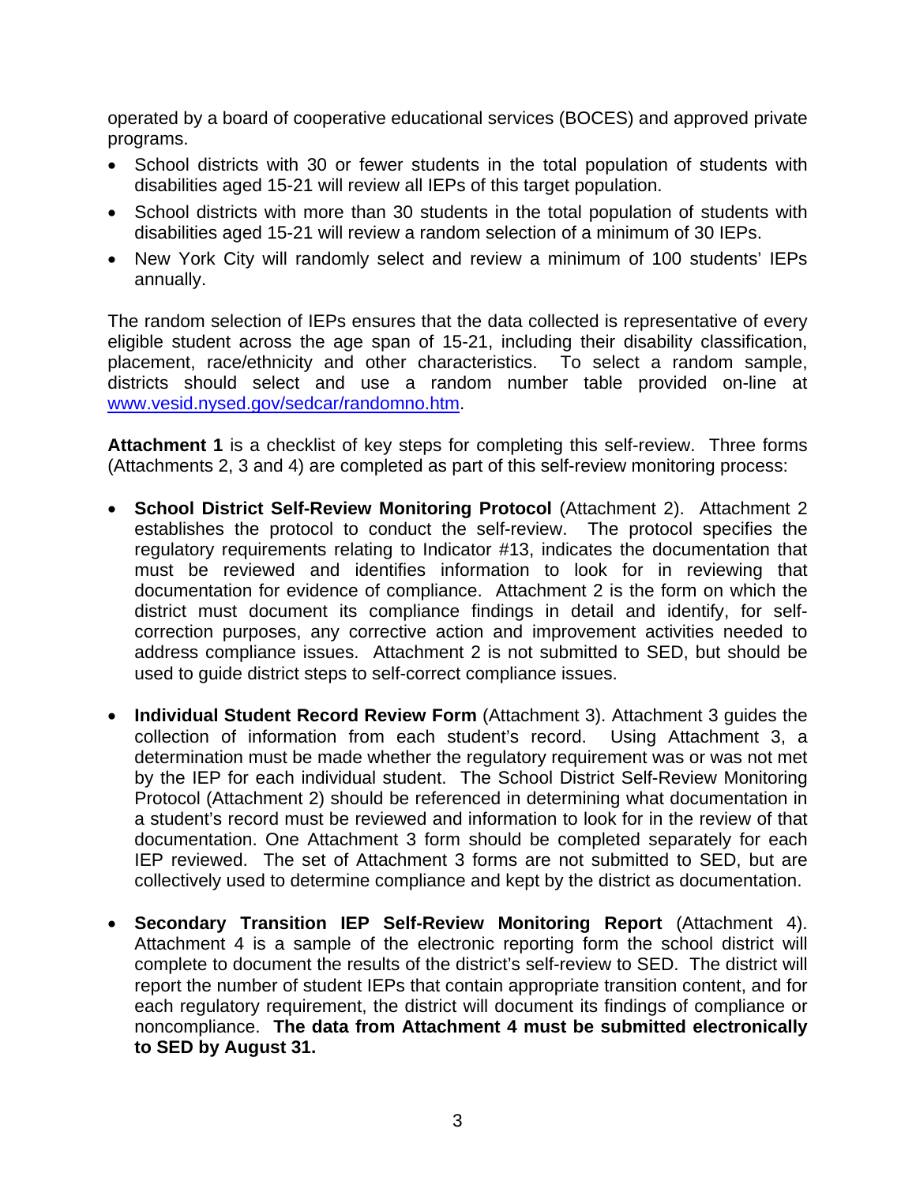operated by a board of cooperative educational services (BOCES) and approved private programs.

- School districts with 30 or fewer students in the total population of students with disabilities aged 15-21 will review all IEPs of this target population.
- School districts with more than 30 students in the total population of students with disabilities aged 15-21 will review a random selection of a minimum of 30 IEPs.
- New York City will randomly select and review a minimum of 100 students' IEPs annually.

The random selection of IEPs ensures that the data collected is representative of every eligible student across the age span of 15-21, including their disability classification, placement, race/ethnicity and other characteristics. To select a random sample, districts should select and use a random number table provided on-line at [www.vesid.nysed.gov/sedcar/randomno.htm](http://www.vesid.nysed.gov/sedcar/randomno.htm).

**Attachment 1** is a checklist of key steps for completing this self-review. Three forms (Attachments 2, 3 and 4) are completed as part of this self-review monitoring process:

- **School District Self-Review Monitoring Protocol** (Attachment 2). Attachment 2 establishes the protocol to conduct the self-review. The protocol specifies the regulatory requirements relating to Indicator #13, indicates the documentation that must be reviewed and identifies information to look for in reviewing that documentation for evidence of compliance. Attachment 2 is the form on which the district must document its compliance findings in detail and identify, for self-correction purposes, any corrective action and improvement activities needed to address compliance issues. Attachment 2 is not submitted to SED, but should be used to guide district steps to self-correct compliance issues.

- **Individual Student Record Review Form** (Attachment 3). Attachment 3 guides the collection of information from each student's record. Using Attachment 3, a determination must be made whether the regulatory requirement was or was not met by the IEP for each individual student. The School District Self-Review Monitoring Protocol (Attachment 2) should be referenced in determining what documentation in a student's record must be reviewed and information to look for in the review of that documentation. One Attachment 3 form should be completed separately for each IEP reviewed. The set of Attachment 3 forms are not submitted to SED, but are collectively used to determine compliance and kept by the district as documentation.

- **Secondary Transition IEP Self-Review Monitoring Report** (Attachment 4). Attachment 4 is a sample of the electronic reporting form the school district will complete to document the results of the district's self-review to SED. The district will report the number of student IEPs that contain appropriate transition content, and for each regulatory requirement, the district will document its findings of compliance or noncompliance. **The data from Attachment 4 must be submitted electronically to SED by August 31.**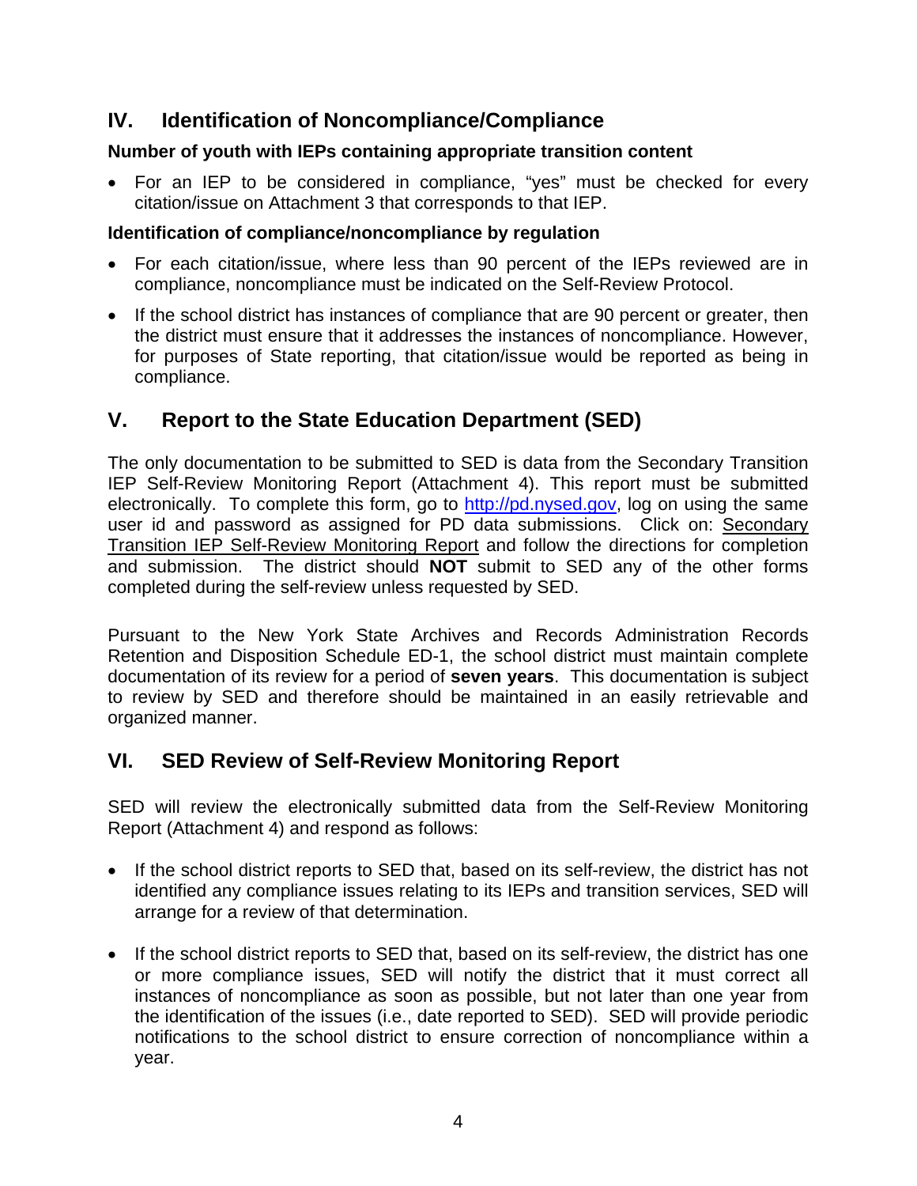## IV. Identification of Noncompliance/Compliance

**Number of youth with IEPs containing appropriate transition content**

- For an IEP to be considered in compliance, "yes" must be checked for every citation/issue on Attachment 3 that corresponds to that IEP.

**Identification of compliance/noncompliance by regulation**

- For each citation/issue, where less than 90 percent of the IEPs reviewed are in compliance, noncompliance must be indicated on the Self-Review Protocol.
- If the school district has instances of compliance that are 90 percent or greater, then the district must ensure that it addresses the instances of noncompliance. However, for purposes of State reporting, that citation/issue would be reported as being in compliance.

## V. Report to the State Education Department (SED)

The only documentation to be submitted to SED is data from the Secondary Transition IEP Self-Review Monitoring Report (Attachment 4). This report must be submitted electronically. To complete this form, go to http://pd.nysed.gov, log on using the same user id and password as assigned for PD data submissions. Click on: Secondary Transition IEP Self-Review Monitoring Report and follow the directions for completion and submission. The district should **NOT** submit to SED any of the other forms completed during the self-review unless requested by SED.

Pursuant to the New York State Archives and Records Administration Records Retention and Disposition Schedule ED-1, the school district must maintain complete documentation of its review for a period of **seven years**. This documentation is subject to review by SED and therefore should be maintained in an easily retrievable and organized manner.

## VI. SED Review of Self-Review Monitoring Report

SED will review the electronically submitted data from the Self-Review Monitoring Report (Attachment 4) and respond as follows:

- If the school district reports to SED that, based on its self-review, the district has not identified any compliance issues relating to its IEPs and transition services, SED will arrange for a review of that determination.
- If the school district reports to SED that, based on its self-review, the district has one or more compliance issues, SED will notify the district that it must correct all instances of noncompliance as soon as possible, but not later than one year from the identification of the issues (i.e., date reported to SED). SED will provide periodic notifications to the school district to ensure correction of noncompliance within a year.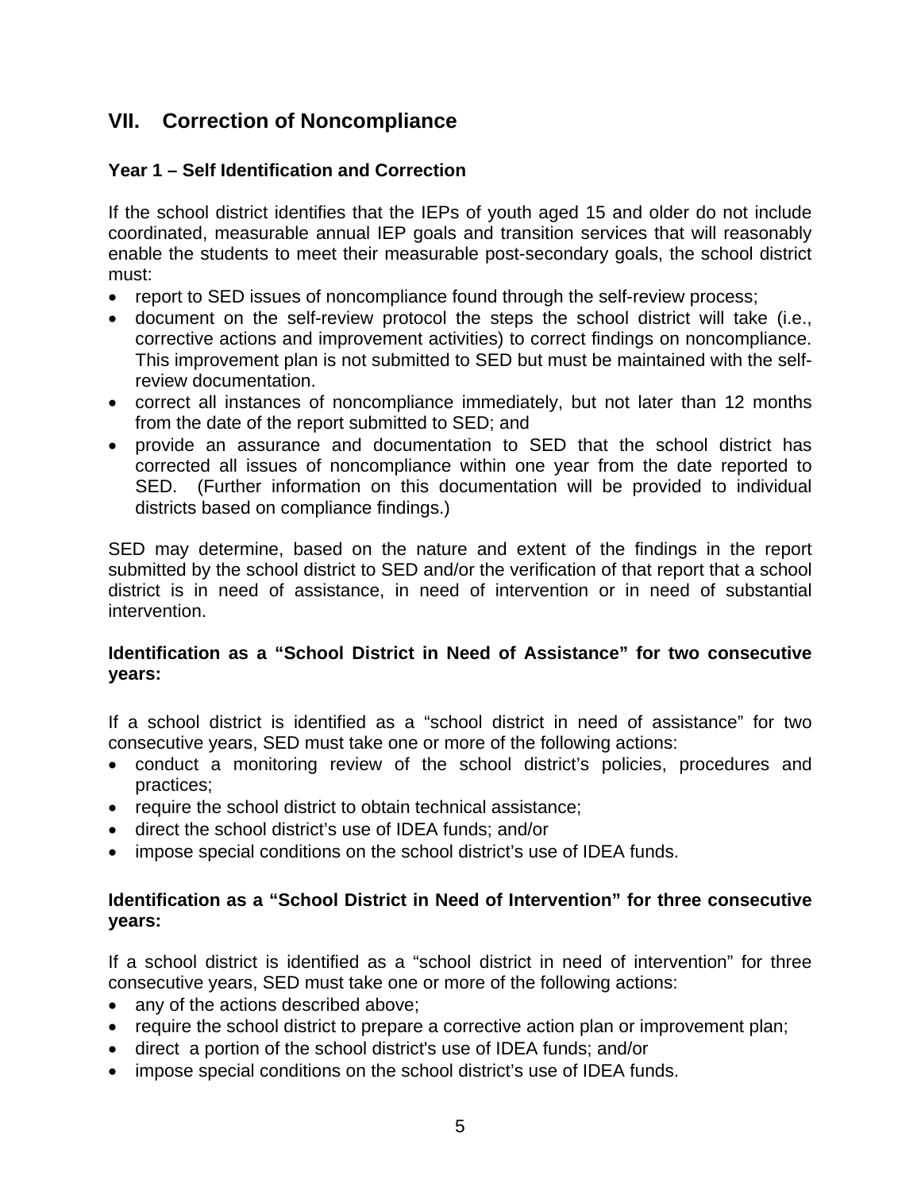## VII. Correction of Noncompliance

### Year 1 – Self Identification and Correction

If the school district identifies that the IEPs of youth aged 15 and older do not include coordinated, measurable annual IEP goals and transition services that will reasonably enable the students to meet their measurable post-secondary goals, the school district must:

- report to SED issues of noncompliance found through the self-review process;
- document on the self-review protocol the steps the school district will take (i.e., corrective actions and improvement activities) to correct findings on noncompliance. This improvement plan is not submitted to SED but must be maintained with the self-review documentation.
- correct all instances of noncompliance immediately, but not later than 12 months from the date of the report submitted to SED; and
- provide an assurance and documentation to SED that the school district has corrected all issues of noncompliance within one year from the date reported to SED. (Further information on this documentation will be provided to individual districts based on compliance findings.)

SED may determine, based on the nature and extent of the findings in the report submitted by the school district to SED and/or the verification of that report that a school district is in need of assistance, in need of intervention or in need of substantial intervention.

### Identification as a "School District in Need of Assistance" for two consecutive years:

If a school district is identified as a "school district in need of assistance" for two consecutive years, SED must take one or more of the following actions:

- conduct a monitoring review of the school district's policies, procedures and practices;
- require the school district to obtain technical assistance;
- direct the school district's use of IDEA funds; and/or
- impose special conditions on the school district's use of IDEA funds.

### Identification as a "School District in Need of Intervention" for three consecutive years:

If a school district is identified as a "school district in need of intervention" for three consecutive years, SED must take one or more of the following actions:

- any of the actions described above;
- require the school district to prepare a corrective action plan or improvement plan;
- direct a portion of the school district's use of IDEA funds; and/or
- impose special conditions on the school district's use of IDEA funds.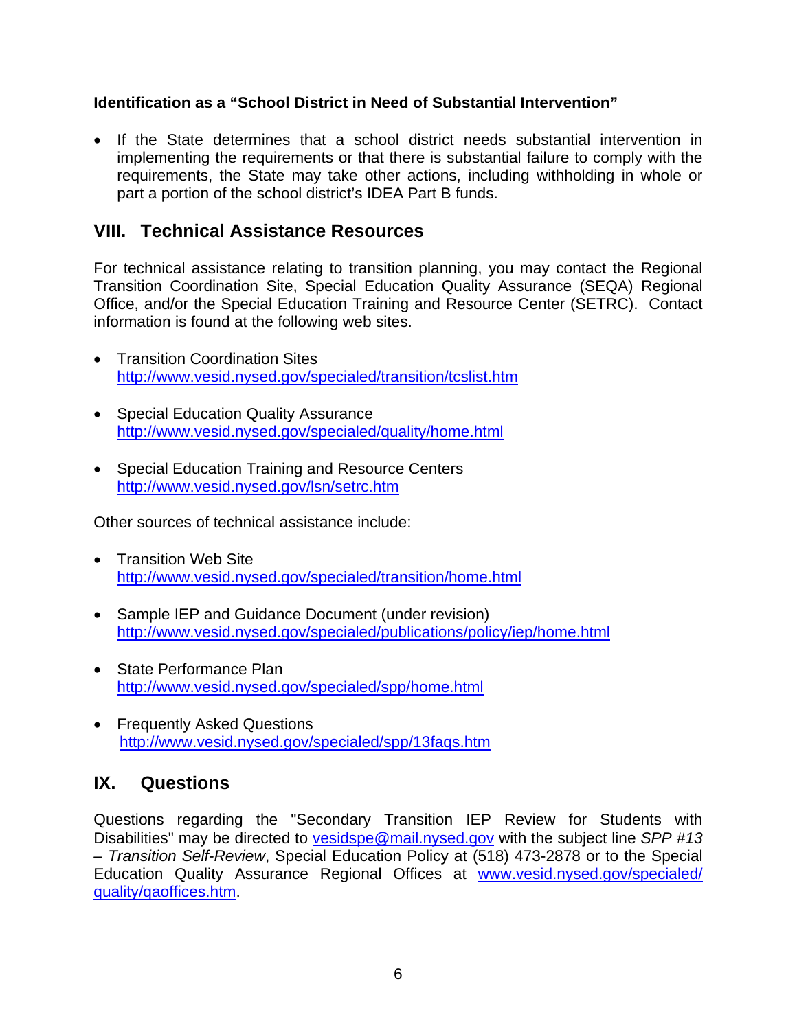**Identification as a "School District in Need of Substantial Intervention"**

- If the State determines that a school district needs substantial intervention in implementing the requirements or that there is substantial failure to comply with the requirements, the State may take other actions, including withholding in whole or part a portion of the school district's IDEA Part B funds.

## VIII. Technical Assistance Resources

For technical assistance relating to transition planning, you may contact the Regional Transition Coordination Site, Special Education Quality Assurance (SEQA) Regional Office, and/or the Special Education Training and Resource Center (SETRC). Contact information is found at the following web sites.

- Transition Coordination Sites
  http://www.vesid.nysed.gov/specialed/transition/tcslist.htm

- Special Education Quality Assurance
  http://www.vesid.nysed.gov/specialed/quality/home.html

- Special Education Training and Resource Centers
  http://www.vesid.nysed.gov/lsn/setrc.htm

Other sources of technical assistance include:

- Transition Web Site
  http://www.vesid.nysed.gov/specialed/transition/home.html

- Sample IEP and Guidance Document (under revision)
  http://www.vesid.nysed.gov/specialed/publications/policy/iep/home.html

- State Performance Plan
  http://www.vesid.nysed.gov/specialed/spp/home.html

- Frequently Asked Questions
  http://www.vesid.nysed.gov/specialed/spp/13faqs.htm

## IX. Questions

Questions regarding the "Secondary Transition IEP Review for Students with Disabilities" may be directed to vesidspe@mail.nysed.gov with the subject line *SPP #13 – Transition Self-Review*, Special Education Policy at (518) 473-2878 or to the Special Education Quality Assurance Regional Offices at www.vesid.nysed.gov/specialed/quality/qaoffices.htm.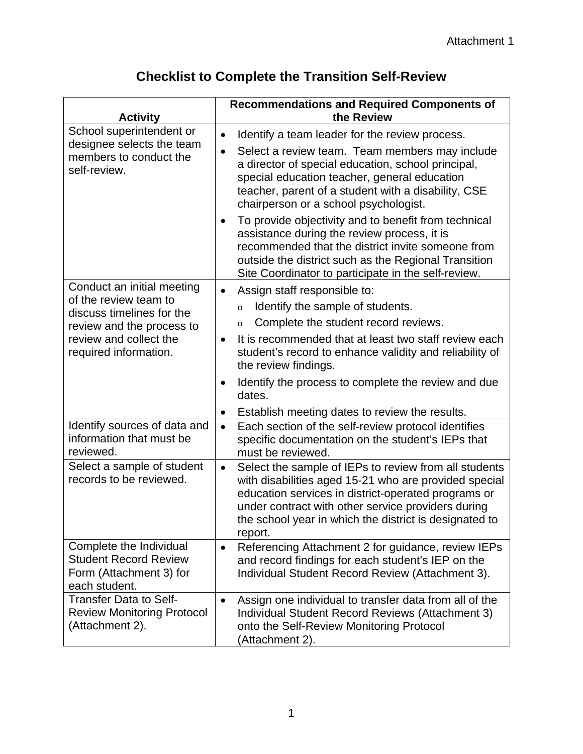Attachment 1

# Checklist to Complete the Transition Self-Review

| Activity | Recommendations and Required Components of the Review |
| --- | --- |
| School superintendent or designee selects the team members to conduct the self-review. | • Identify a team leader for the review process.<br>• Select a review team. Team members may include a director of special education, school principal, special education teacher, general education teacher, parent of a student with a disability, CSE chairperson or a school psychologist.<br>• To provide objectivity and to benefit from technical assistance during the review process, it is recommended that the district invite someone from outside the district such as the Regional Transition Site Coordinator to participate in the self-review. |
| Conduct an initial meeting of the review team to discuss timelines for the review and the process to review and collect the required information. | • Assign staff responsible to:<br>&nbsp;&nbsp;o Identify the sample of students.<br>&nbsp;&nbsp;o Complete the student record reviews.<br>• It is recommended that at least two staff review each student's record to enhance validity and reliability of the review findings.<br>• Identify the process to complete the review and due dates.<br>• Establish meeting dates to review the results. |
| Identify sources of data and information that must be reviewed. | • Each section of the self-review protocol identifies specific documentation on the student's IEPs that must be reviewed. |
| Select a sample of student records to be reviewed. | • Select the sample of IEPs to review from all students with disabilities aged 15-21 who are provided special education services in district-operated programs or under contract with other service providers during the school year in which the district is designated to report. |
| Complete the Individual Student Record Review Form (Attachment 3) for each student. | • Referencing Attachment 2 for guidance, review IEPs and record findings for each student's IEP on the Individual Student Record Review (Attachment 3). |
| Transfer Data to Self-Review Monitoring Protocol (Attachment 2). | • Assign one individual to transfer data from all of the Individual Student Record Reviews (Attachment 3) onto the Self-Review Monitoring Protocol (Attachment 2). |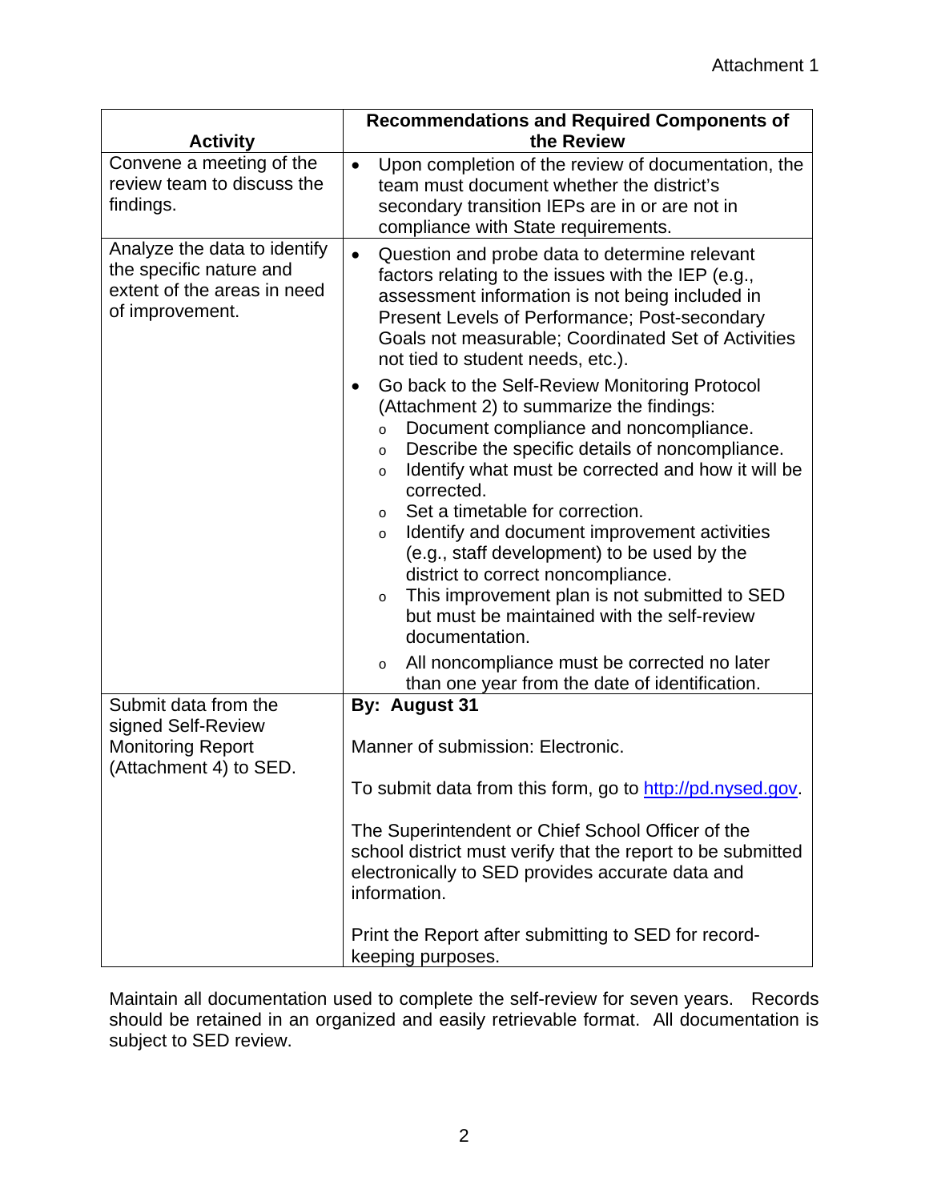Attachment 1

| Activity | Recommendations and Required Components of the Review |
| --- | --- |
| Convene a meeting of the review team to discuss the findings. | • Upon completion of the review of documentation, the team must document whether the district's secondary transition IEPs are in or are not in compliance with State requirements. |
| Analyze the data to identify the specific nature and extent of the areas in need of improvement. | • Question and probe data to determine relevant factors relating to the issues with the IEP (e.g., assessment information is not being included in Present Levels of Performance; Post-secondary Goals not measurable; Coordinated Set of Activities not tied to student needs, etc.).<br>• Go back to the Self-Review Monitoring Protocol (Attachment 2) to summarize the findings:<br>&nbsp;&nbsp;o Document compliance and noncompliance.<br>&nbsp;&nbsp;o Describe the specific details of noncompliance.<br>&nbsp;&nbsp;o Identify what must be corrected and how it will be corrected.<br>&nbsp;&nbsp;o Set a timetable for correction.<br>&nbsp;&nbsp;o Identify and document improvement activities (e.g., staff development) to be used by the district to correct noncompliance.<br>&nbsp;&nbsp;o This improvement plan is not submitted to SED but must be maintained with the self-review documentation.<br>&nbsp;&nbsp;o All noncompliance must be corrected no later than one year from the date of identification. |
| Submit data from the signed Self-Review Monitoring Report (Attachment 4) to SED. | **By: August 31**<br><br>Manner of submission: Electronic.<br><br>To submit data from this form, go to http://pd.nysed.gov.<br><br>The Superintendent or Chief School Officer of the school district must verify that the report to be submitted electronically to SED provides accurate data and information.<br><br>Print the Report after submitting to SED for record-keeping purposes. |

Maintain all documentation used to complete the self-review for seven years. Records should be retained in an organized and easily retrievable format. All documentation is subject to SED review.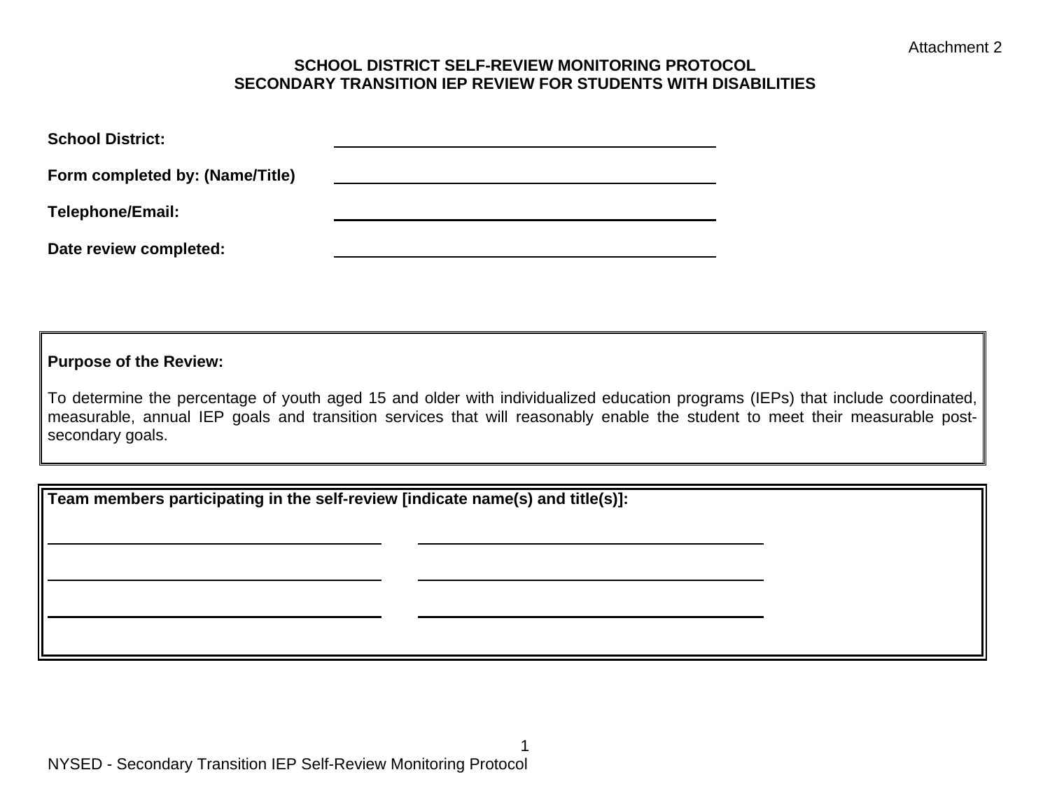Attachment 2

# SCHOOL DISTRICT SELF-REVIEW MONITORING PROTOCOL
## SECONDARY TRANSITION IEP REVIEW FOR STUDENTS WITH DISABILITIES

**School District:** ______________________________

**Form completed by: (Name/Title)** ______________________________

**Telephone/Email:** ______________________________

**Date review completed:** ______________________________

---

**Purpose of the Review:**

To determine the percentage of youth aged 15 and older with individualized education programs (IEPs) that include coordinated, measurable, annual IEP goals and transition services that will reasonably enable the student to meet their measurable post-secondary goals.

---

**Team members participating in the self-review [indicate name(s) and title(s)]:**

______________________________ ______________________________

______________________________ ______________________________

______________________________ ______________________________

NYSED - Secondary Transition IEP Self-Review Monitoring Protocol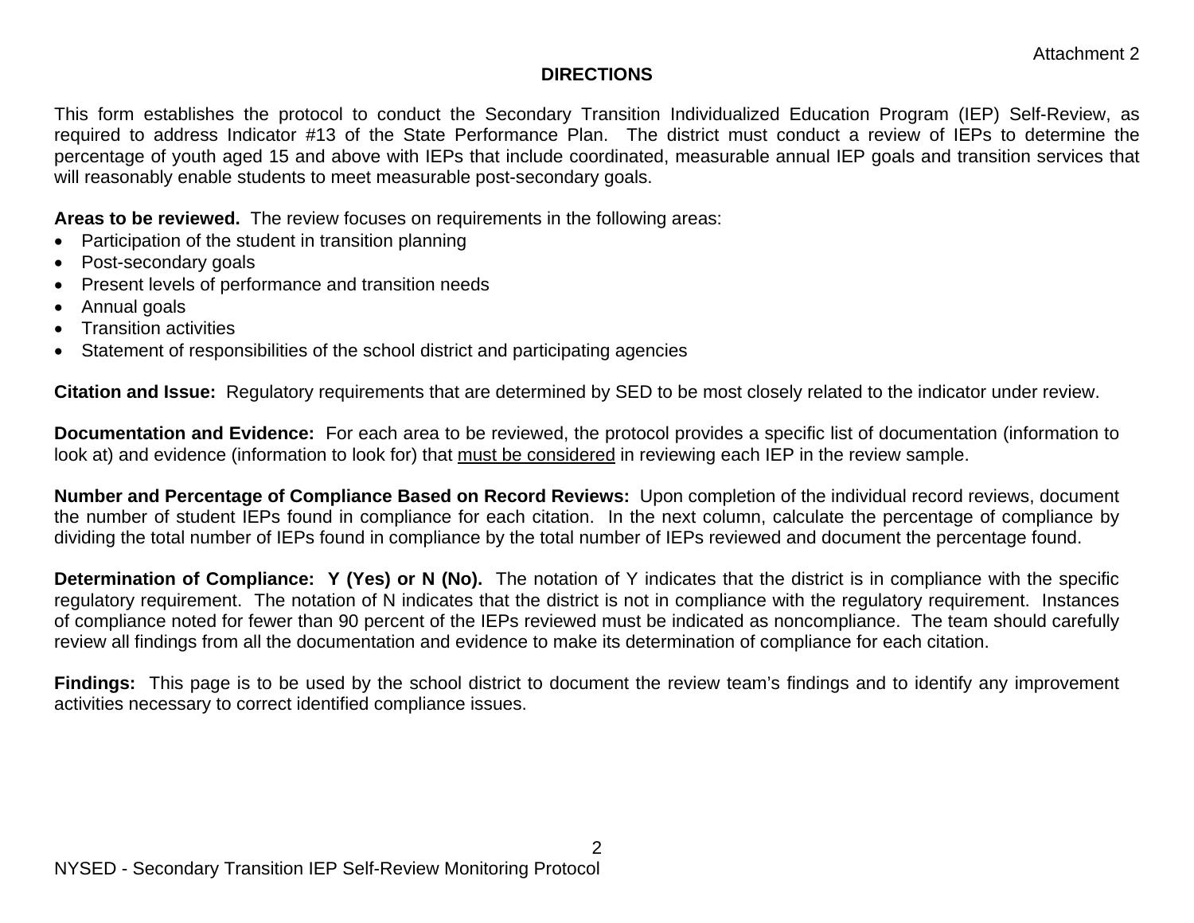Attachment 2

## DIRECTIONS

This form establishes the protocol to conduct the Secondary Transition Individualized Education Program (IEP) Self-Review, as required to address Indicator #13 of the State Performance Plan. The district must conduct a review of IEPs to determine the percentage of youth aged 15 and above with IEPs that include coordinated, measurable annual IEP goals and transition services that will reasonably enable students to meet measurable post-secondary goals.

**Areas to be reviewed.** The review focuses on requirements in the following areas:

- Participation of the student in transition planning
- Post-secondary goals
- Present levels of performance and transition needs
- Annual goals
- Transition activities
- Statement of responsibilities of the school district and participating agencies

**Citation and Issue:** Regulatory requirements that are determined by SED to be most closely related to the indicator under review.

**Documentation and Evidence:** For each area to be reviewed, the protocol provides a specific list of documentation (information to look at) and evidence (information to look for) that <u>must be considered</u> in reviewing each IEP in the review sample.

**Number and Percentage of Compliance Based on Record Reviews:** Upon completion of the individual record reviews, document the number of student IEPs found in compliance for each citation. In the next column, calculate the percentage of compliance by dividing the total number of IEPs found in compliance by the total number of IEPs reviewed and document the percentage found.

**Determination of Compliance: Y (Yes) or N (No).** The notation of Y indicates that the district is in compliance with the specific regulatory requirement. The notation of N indicates that the district is not in compliance with the regulatory requirement. Instances of compliance noted for fewer than 90 percent of the IEPs reviewed must be indicated as noncompliance. The team should carefully review all findings from all the documentation and evidence to make its determination of compliance for each citation.

**Findings:** This page is to be used by the school district to document the review team's findings and to identify any improvement activities necessary to correct identified compliance issues.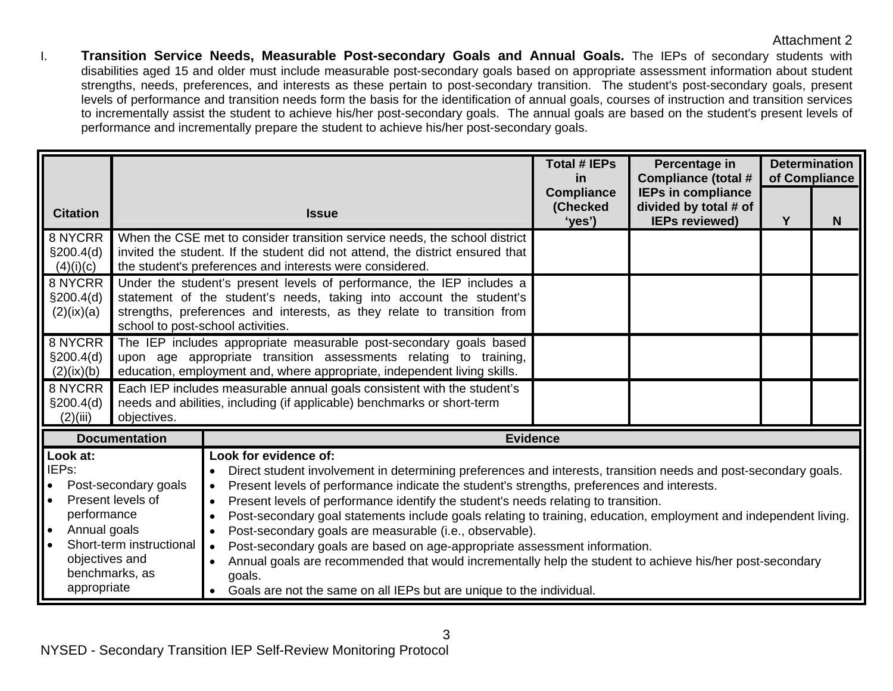Attachment 2

I. **Transition Service Needs, Measurable Post-secondary Goals and Annual Goals.** The IEPs of secondary students with disabilities aged 15 and older must include measurable post-secondary goals based on appropriate assessment information about student strengths, needs, preferences, and interests as these pertain to post-secondary transition. The student's post-secondary goals, present levels of performance and transition needs form the basis for the identification of annual goals, courses of instruction and transition services to incrementally assist the student to achieve his/her post-secondary goals. The annual goals are based on the student's present levels of performance and incrementally prepare the student to achieve his/her post-secondary goals.

| Citation | Issue | Total # IEPs in Compliance (Checked 'yes') | Percentage in Compliance (total # IEPs in compliance divided by total # of IEPs reviewed) | Determination of Compliance | |
|---|---|---|---|---|---|
| | | | | Y | N |
| 8 NYCRR §200.4(d)(4)(i)(c) | When the CSE met to consider transition service needs, the school district invited the student. If the student did not attend, the district ensured that the student's preferences and interests were considered. | | | | |
| 8 NYCRR §200.4(d)(2)(ix)(a) | Under the student's present levels of performance, the IEP includes a statement of the student's needs, taking into account the student's strengths, preferences and interests, as they relate to transition from school to post-school activities. | | | | |
| 8 NYCRR §200.4(d)(2)(ix)(b) | The IEP includes appropriate measurable post-secondary goals based upon age appropriate transition assessments relating to training, education, employment and, where appropriate, independent living skills. | | | | |
| 8 NYCRR §200.4(d)(2)(iii) | Each IEP includes measurable annual goals consistent with the student's needs and abilities, including (if applicable) benchmarks or short-term objectives. | | | | |

| Documentation | Evidence |
|---|---|
| **Look at:**<br>IEPs:<br>• Post-secondary goals<br>• Present levels of performance<br>• Annual goals<br>• Short-term instructional objectives and benchmarks, as appropriate | **Look for evidence of:**<br>• Direct student involvement in determining preferences and interests, transition needs and post-secondary goals.<br>• Present levels of performance indicate the student's strengths, preferences and interests.<br>• Present levels of performance identify the student's needs relating to transition.<br>• Post-secondary goal statements include goals relating to training, education, employment and independent living.<br>• Post-secondary goals are measurable (i.e., observable).<br>• Post-secondary goals are based on age-appropriate assessment information.<br>• Annual goals are recommended that would incrementally help the student to achieve his/her post-secondary goals.<br>• Goals are not the same on all IEPs but are unique to the individual. |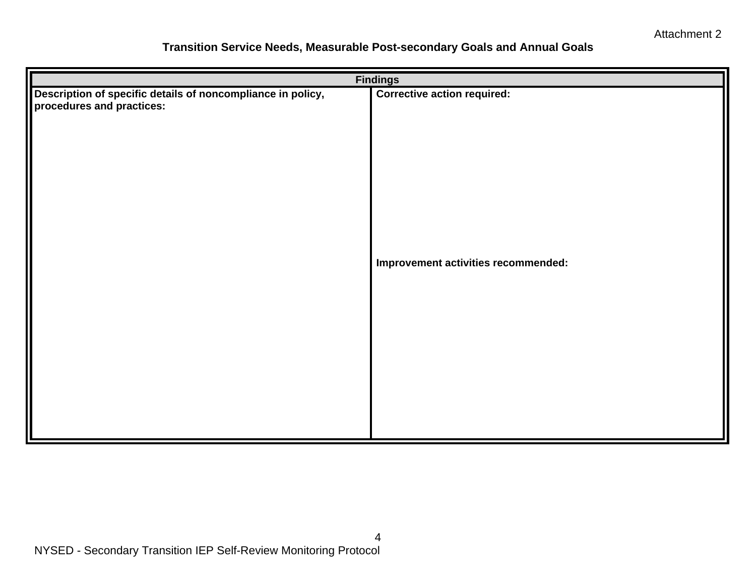Attachment 2

## Transition Service Needs, Measurable Post-secondary Goals and Annual Goals

| Findings | |
|---|---|
| **Description of specific details of noncompliance in policy, procedures and practices:** | **Corrective action required:**<br><br><br><br><br>**Improvement activities recommended:** |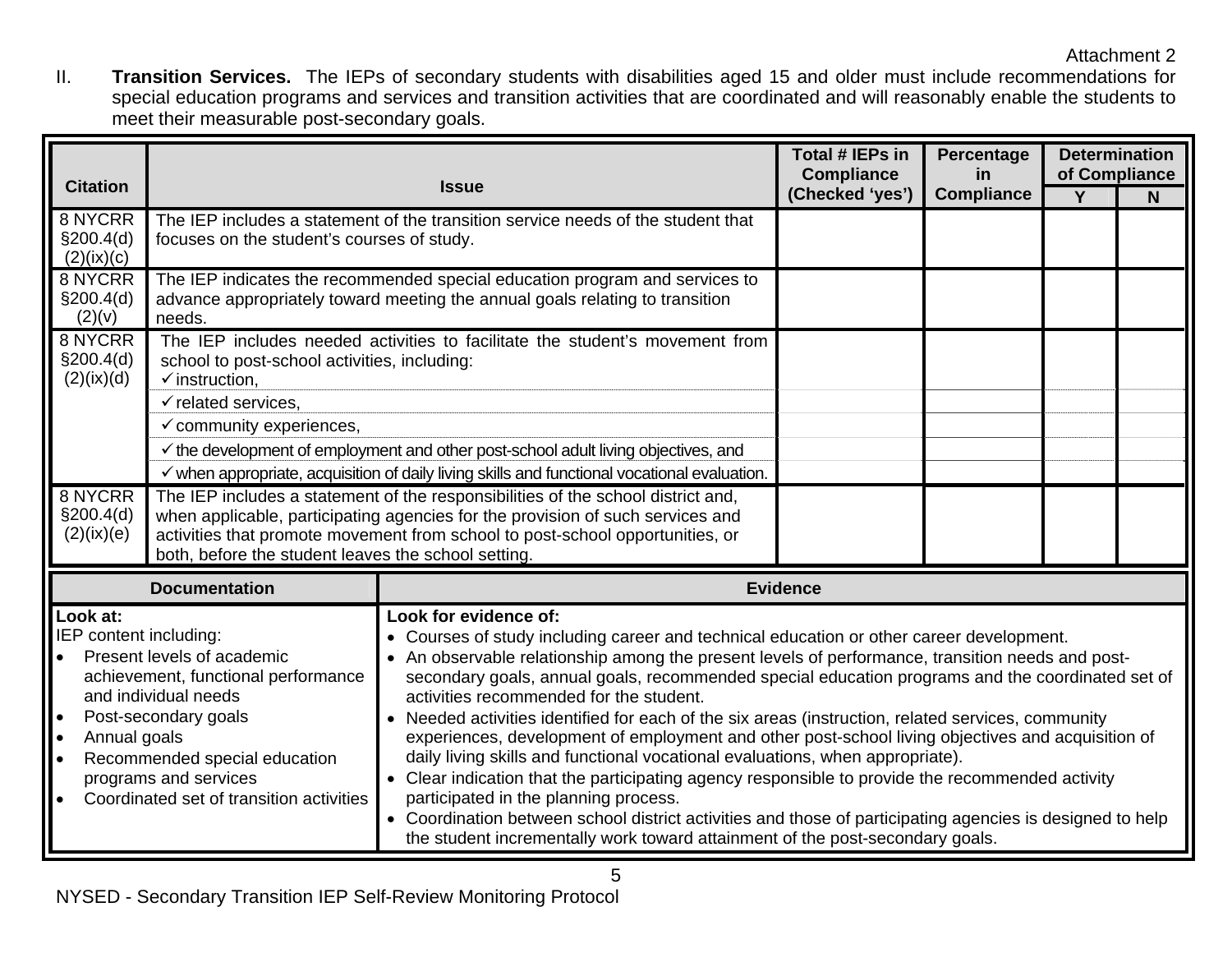Attachment 2

II. **Transition Services.** The IEPs of secondary students with disabilities aged 15 and older must include recommendations for special education programs and services and transition activities that are coordinated and will reasonably enable the students to meet their measurable post-secondary goals.

| Citation | Issue | Total # IEPs in Compliance (Checked 'yes') | Percentage in Compliance | Determination of Compliance | |
|---|---|---|---|---|---|
| | | | | Y | N |
| 8 NYCRR §200.4(d)(2)(ix)(c) | The IEP includes a statement of the transition service needs of the student that focuses on the student's courses of study. | | | | |
| 8 NYCRR §200.4(d)(2)(v) | The IEP indicates the recommended special education program and services to advance appropriately toward meeting the annual goals relating to transition needs. | | | | |
| 8 NYCRR §200.4(d)(2)(ix)(d) | The IEP includes needed activities to facilitate the student's movement from school to post-school activities, including: ✓instruction, | | | | |
| | ✓related services, | | | | |
| | ✓community experiences, | | | | |
| | ✓the development of employment and other post-school adult living objectives, and | | | | |
| | ✓when appropriate, acquisition of daily living skills and functional vocational evaluation. | | | | |
| 8 NYCRR §200.4(d)(2)(ix)(e) | The IEP includes a statement of the responsibilities of the school district and, when applicable, participating agencies for the provision of such services and activities that promote movement from school to post-school opportunities, or both, before the student leaves the school setting. | | | | |

| Documentation | Evidence |
|---|---|
| **Look at:**<br>IEP content including:<br>• Present levels of academic achievement, functional performance and individual needs<br>• Post-secondary goals<br>• Annual goals<br>• Recommended special education programs and services<br>• Coordinated set of transition activities | **Look for evidence of:**<br>• Courses of study including career and technical education or other career development.<br>• An observable relationship among the present levels of performance, transition needs and post-secondary goals, annual goals, recommended special education programs and the coordinated set of activities recommended for the student.<br>• Needed activities identified for each of the six areas (instruction, related services, community experiences, development of employment and other post-school living objectives and acquisition of daily living skills and functional vocational evaluations, when appropriate).<br>• Clear indication that the participating agency responsible to provide the recommended activity participated in the planning process.<br>• Coordination between school district activities and those of participating agencies is designed to help the student incrementally work toward attainment of the post-secondary goals. |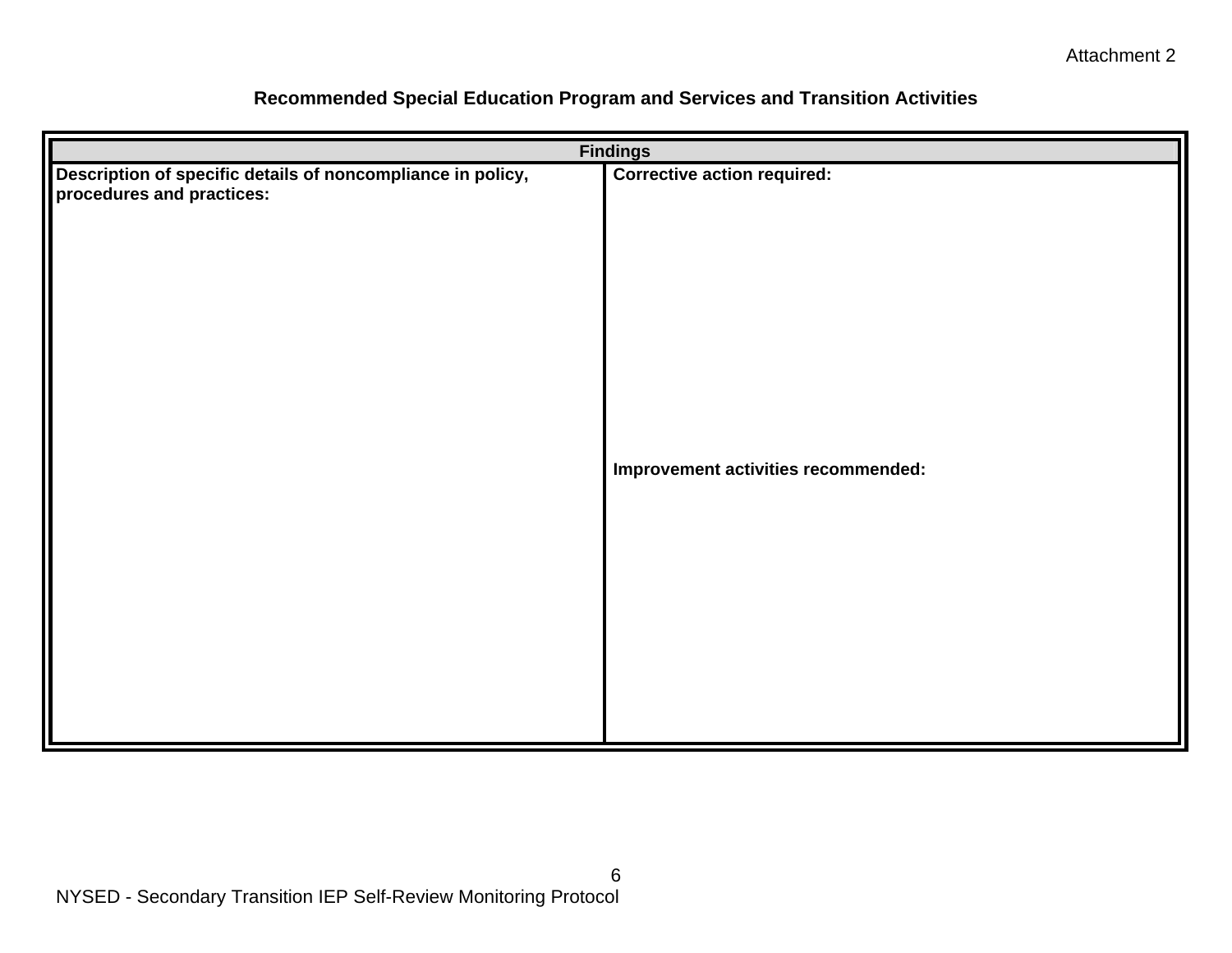Attachment 2

## Recommended Special Education Program and Services and Transition Activities

| Findings | |
|---|---|
| **Description of specific details of noncompliance in policy, procedures and practices:** | **Corrective action required:**<br><br><br><br><br>**Improvement activities recommended:** |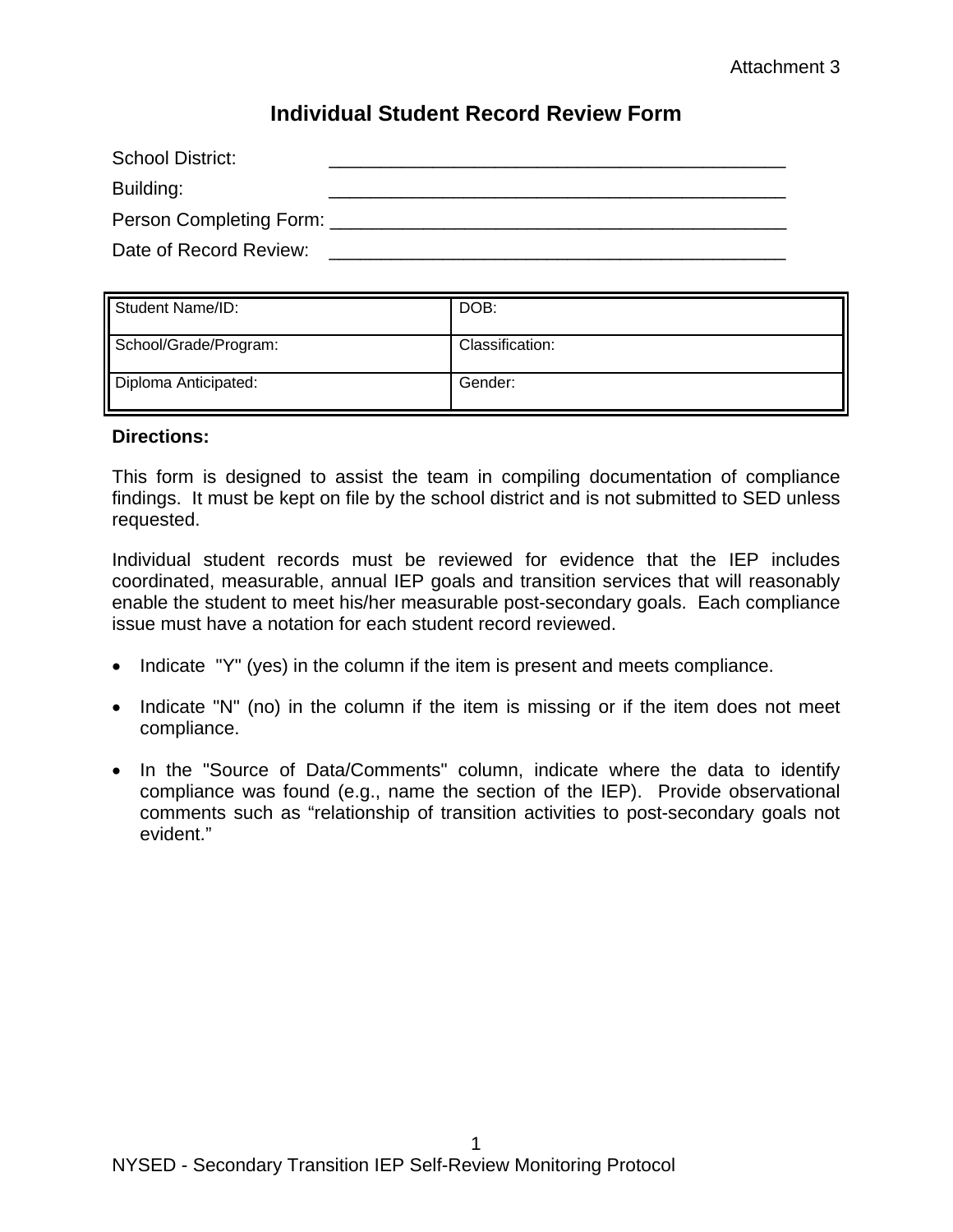Attachment 3

# Individual Student Record Review Form

School District: _____________________________________________

Building: _____________________________________________

Person Completing Form: _____________________________________________

Date of Record Review: _____________________________________________

| Student Name/ID: | DOB: |
|---|---|
| School/Grade/Program: | Classification: |
| Diploma Anticipated: | Gender: |

**Directions:**

This form is designed to assist the team in compiling documentation of compliance findings. It must be kept on file by the school district and is not submitted to SED unless requested.

Individual student records must be reviewed for evidence that the IEP includes coordinated, measurable, annual IEP goals and transition services that will reasonably enable the student to meet his/her measurable post-secondary goals. Each compliance issue must have a notation for each student record reviewed.

- Indicate "Y" (yes) in the column if the item is present and meets compliance.
- Indicate "N" (no) in the column if the item is missing or if the item does not meet compliance.
- In the "Source of Data/Comments" column, indicate where the data to identify compliance was found (e.g., name the section of the IEP). Provide observational comments such as "relationship of transition activities to post-secondary goals not evident."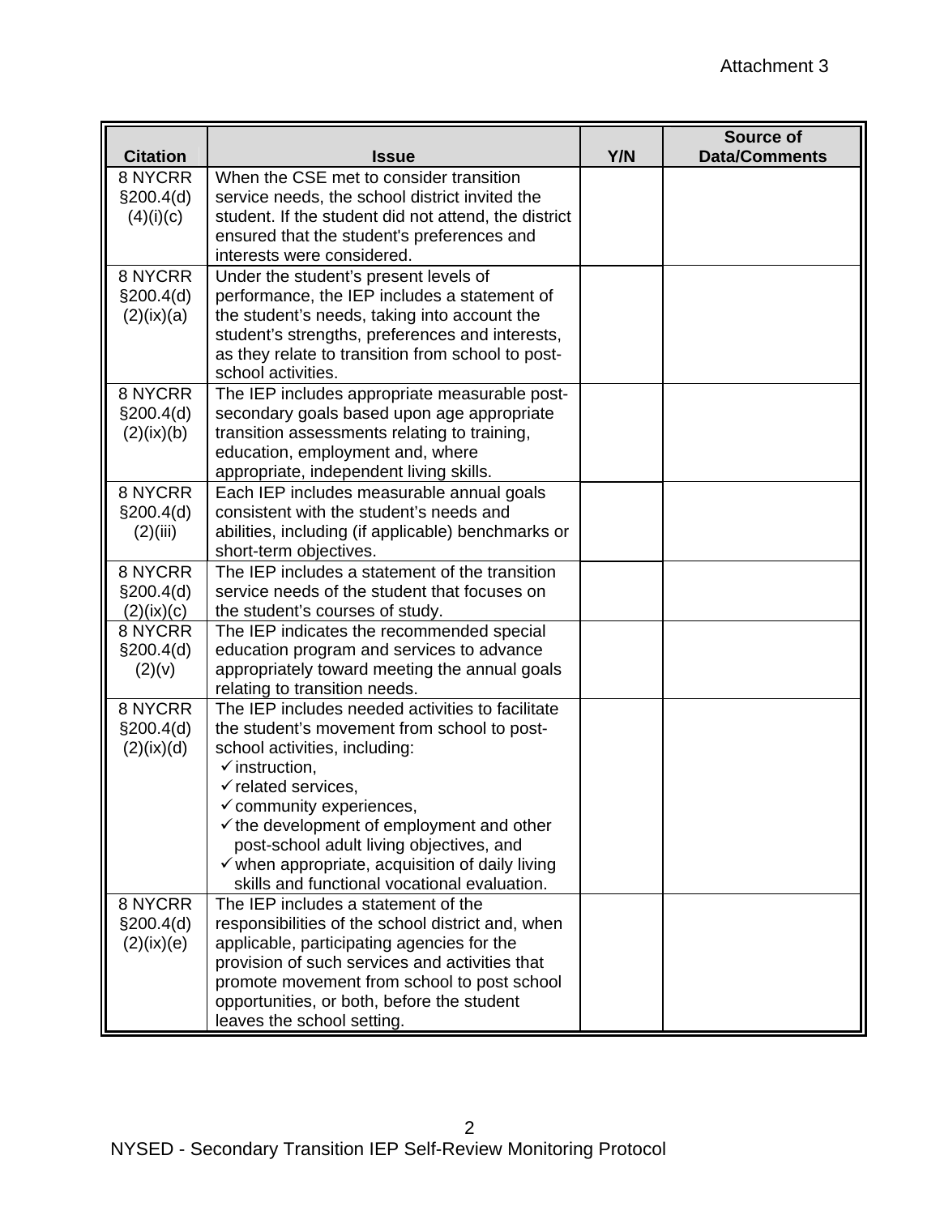Attachment 3

| Citation | Issue | Y/N | Source of Data/Comments |
|---|---|---|---|
| 8 NYCRR §200.4(d)(4)(i)(c) | When the CSE met to consider transition service needs, the school district invited the student. If the student did not attend, the district ensured that the student's preferences and interests were considered. | | |
| 8 NYCRR §200.4(d)(2)(ix)(a) | Under the student's present levels of performance, the IEP includes a statement of the student's needs, taking into account the student's strengths, preferences and interests, as they relate to transition from school to post-school activities. | | |
| 8 NYCRR §200.4(d)(2)(ix)(b) | The IEP includes appropriate measurable post-secondary goals based upon age appropriate transition assessments relating to training, education, employment and, where appropriate, independent living skills. | | |
| 8 NYCRR §200.4(d)(2)(iii) | Each IEP includes measurable annual goals consistent with the student's needs and abilities, including (if applicable) benchmarks or short-term objectives. | | |
| 8 NYCRR §200.4(d)(2)(ix)(c) | The IEP includes a statement of the transition service needs of the student that focuses on the student's courses of study. | | |
| 8 NYCRR §200.4(d)(2)(v) | The IEP indicates the recommended special education program and services to advance appropriately toward meeting the annual goals relating to transition needs. | | |
| 8 NYCRR §200.4(d)(2)(ix)(d) | The IEP includes needed activities to facilitate the student's movement from school to post-school activities, including: ✓instruction, ✓related services, ✓community experiences, ✓the development of employment and other post-school adult living objectives, and ✓when appropriate, acquisition of daily living skills and functional vocational evaluation. | | |
| 8 NYCRR §200.4(d)(2)(ix)(e) | The IEP includes a statement of the responsibilities of the school district and, when applicable, participating agencies for the provision of such services and activities that promote movement from school to post school opportunities, or both, before the student leaves the school setting. | | |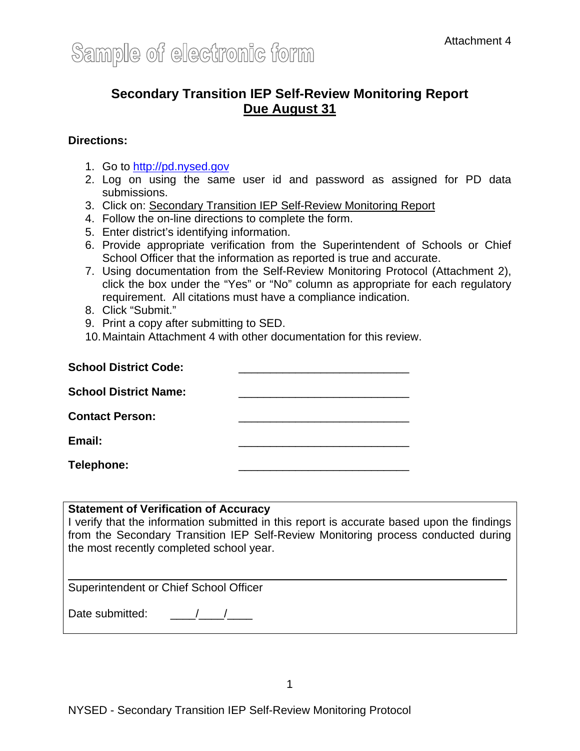Attachment 4

Sample of electronic form

## Secondary Transition IEP Self-Review Monitoring Report
## <u>Due August 31</u>

**Directions:**

1. Go to http://pd.nysed.gov
2. Log on using the same user id and password as assigned for PD data submissions.
3. Click on: <u>Secondary Transition IEP Self-Review Monitoring Report</u>
4. Follow the on-line directions to complete the form.
5. Enter district's identifying information.
6. Provide appropriate verification from the Superintendent of Schools or Chief School Officer that the information as reported is true and accurate.
7. Using documentation from the Self-Review Monitoring Protocol (Attachment 2), click the box under the "Yes" or "No" column as appropriate for each regulatory requirement. All citations must have a compliance indication.
8. Click "Submit."
9. Print a copy after submitting to SED.
10. Maintain Attachment 4 with other documentation for this review.

**School District Code:** ___________________________

**School District Name:** ___________________________

**Contact Person:** ___________________________

**Email:** ___________________________

**Telephone:** ___________________________

**Statement of Verification of Accuracy**
I verify that the information submitted in this report is accurate based upon the findings from the Secondary Transition IEP Self-Review Monitoring process conducted during the most recently completed school year.

______________________________________________________
Superintendent or Chief School Officer

Date submitted: ____/____/____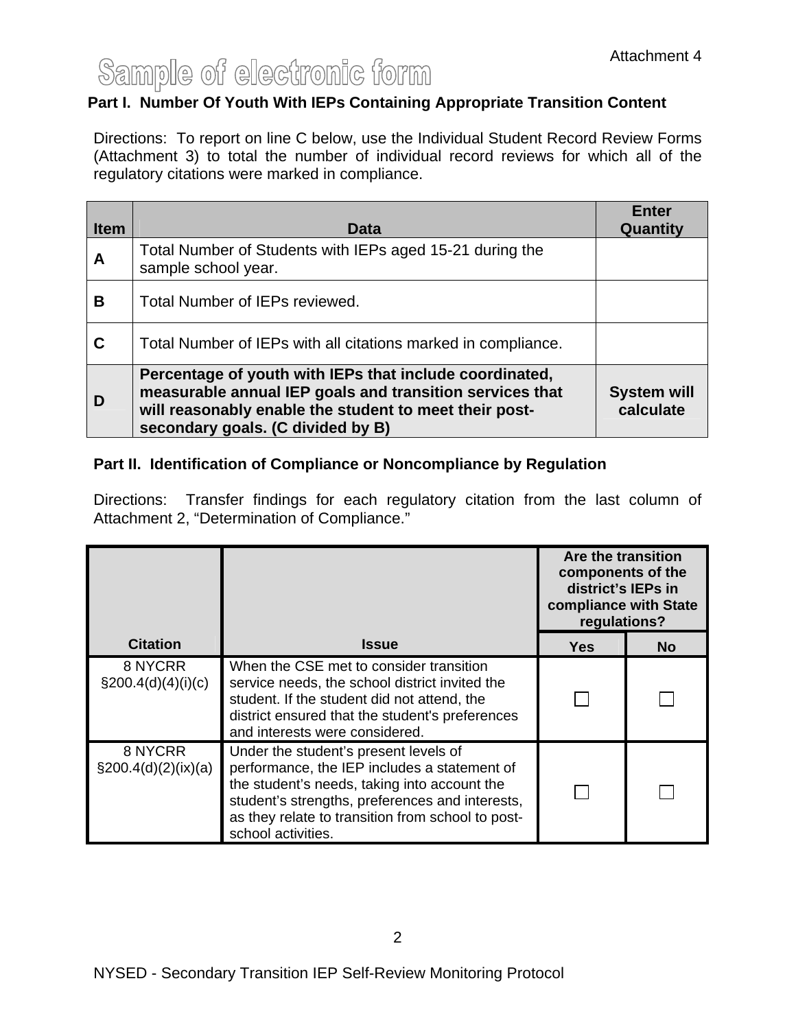Attachment 4

**Sample of electronic form**

## Part I. Number Of Youth With IEPs Containing Appropriate Transition Content

Directions: To report on line C below, use the Individual Student Record Review Forms (Attachment 3) to total the number of individual record reviews for which all of the regulatory citations were marked in compliance.

| Item | Data | Enter Quantity |
|---|---|---|
| A | Total Number of Students with IEPs aged 15-21 during the sample school year. | |
| B | Total Number of IEPs reviewed. | |
| C | Total Number of IEPs with all citations marked in compliance. | |
| **D** | **Percentage of youth with IEPs that include coordinated, measurable annual IEP goals and transition services that will reasonably enable the student to meet their post-secondary goals. (C divided by B)** | **System will calculate** |

## Part II. Identification of Compliance or Noncompliance by Regulation

Directions: Transfer findings for each regulatory citation from the last column of Attachment 2, "Determination of Compliance."

| Citation | Issue | Are the transition components of the district's IEPs in compliance with State regulations? | |
|---|---|---|---|
| | | Yes | No |
| 8 NYCRR §200.4(d)(4)(i)(c) | When the CSE met to consider transition service needs, the school district invited the student. If the student did not attend, the district ensured that the student's preferences and interests were considered. | ☐ | ☐ |
| 8 NYCRR §200.4(d)(2)(ix)(a) | Under the student's present levels of performance, the IEP includes a statement of the student's needs, taking into account the student's strengths, preferences and interests, as they relate to transition from school to post-school activities. | ☐ | ☐ |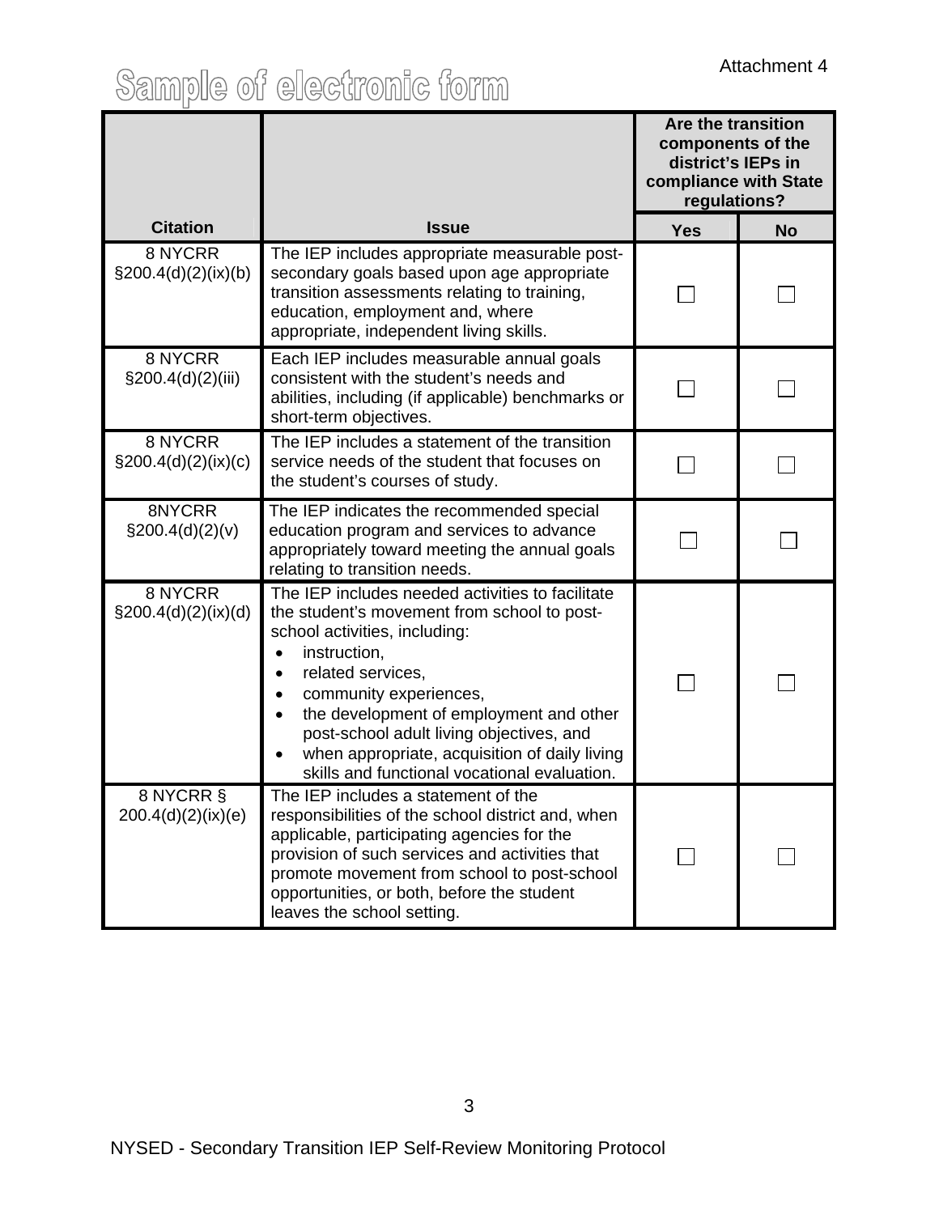Attachment 4

# Sample of electronic form

| Citation | Issue | Are the transition components of the district's IEPs in compliance with State regulations? | |
|---|---|---|---|
| | | Yes | No |
| 8 NYCRR §200.4(d)(2)(ix)(b) | The IEP includes appropriate measurable post-secondary goals based upon age appropriate transition assessments relating to training, education, employment and, where appropriate, independent living skills. | ☐ | ☐ |
| 8 NYCRR §200.4(d)(2)(iii) | Each IEP includes measurable annual goals consistent with the student's needs and abilities, including (if applicable) benchmarks or short-term objectives. | ☐ | ☐ |
| 8 NYCRR §200.4(d)(2)(ix)(c) | The IEP includes a statement of the transition service needs of the student that focuses on the student's courses of study. | ☐ | ☐ |
| 8NYCRR §200.4(d)(2)(v) | The IEP indicates the recommended special education program and services to advance appropriately toward meeting the annual goals relating to transition needs. | ☐ | ☐ |
| 8 NYCRR §200.4(d)(2)(ix)(d) | The IEP includes needed activities to facilitate the student's movement from school to post-school activities, including: <br>• instruction, <br>• related services, <br>• community experiences, <br>• the development of employment and other post-school adult living objectives, and <br>• when appropriate, acquisition of daily living skills and functional vocational evaluation. | ☐ | ☐ |
| 8 NYCRR § 200.4(d)(2)(ix)(e) | The IEP includes a statement of the responsibilities of the school district and, when applicable, participating agencies for the provision of such services and activities that promote movement from school to post-school opportunities, or both, before the student leaves the school setting. | ☐ | ☐ |